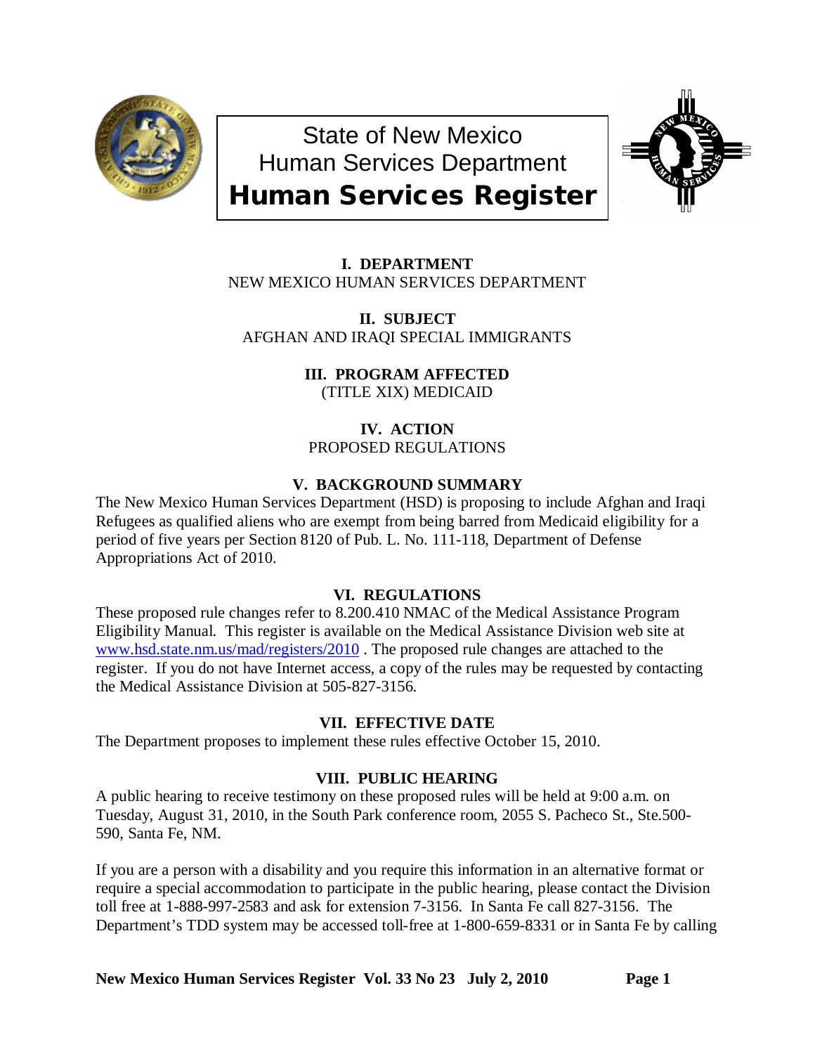# State of New Mexico
# Human Services Department
# Human Services Register

**I. DEPARTMENT**
NEW MEXICO HUMAN SERVICES DEPARTMENT

**II. SUBJECT**
AFGHAN AND IRAQI SPECIAL IMMIGRANTS

**III. PROGRAM AFFECTED**
(TITLE XIX) MEDICAID

**IV. ACTION**
PROPOSED REGULATIONS

**V. BACKGROUND SUMMARY**

The New Mexico Human Services Department (HSD) is proposing to include Afghan and Iraqi Refugees as qualified aliens who are exempt from being barred from Medicaid eligibility for a period of five years per Section 8120 of Pub. L. No. 111-118, Department of Defense Appropriations Act of 2010.

**VI. REGULATIONS**

These proposed rule changes refer to 8.200.410 NMAC of the Medical Assistance Program Eligibility Manual. This register is available on the Medical Assistance Division web site at www.hsd.state.nm.us/mad/registers/2010 . The proposed rule changes are attached to the register. If you do not have Internet access, a copy of the rules may be requested by contacting the Medical Assistance Division at 505-827-3156.

**VII. EFFECTIVE DATE**

The Department proposes to implement these rules effective October 15, 2010.

**VIII. PUBLIC HEARING**

A public hearing to receive testimony on these proposed rules will be held at 9:00 a.m. on Tuesday, August 31, 2010, in the South Park conference room, 2055 S. Pacheco St., Ste.500-590, Santa Fe, NM.

If you are a person with a disability and you require this information in an alternative format or require a special accommodation to participate in the public hearing, please contact the Division toll free at 1-888-997-2583 and ask for extension 7-3156. In Santa Fe call 827-3156. The Department's TDD system may be accessed toll-free at 1-800-659-8331 or in Santa Fe by calling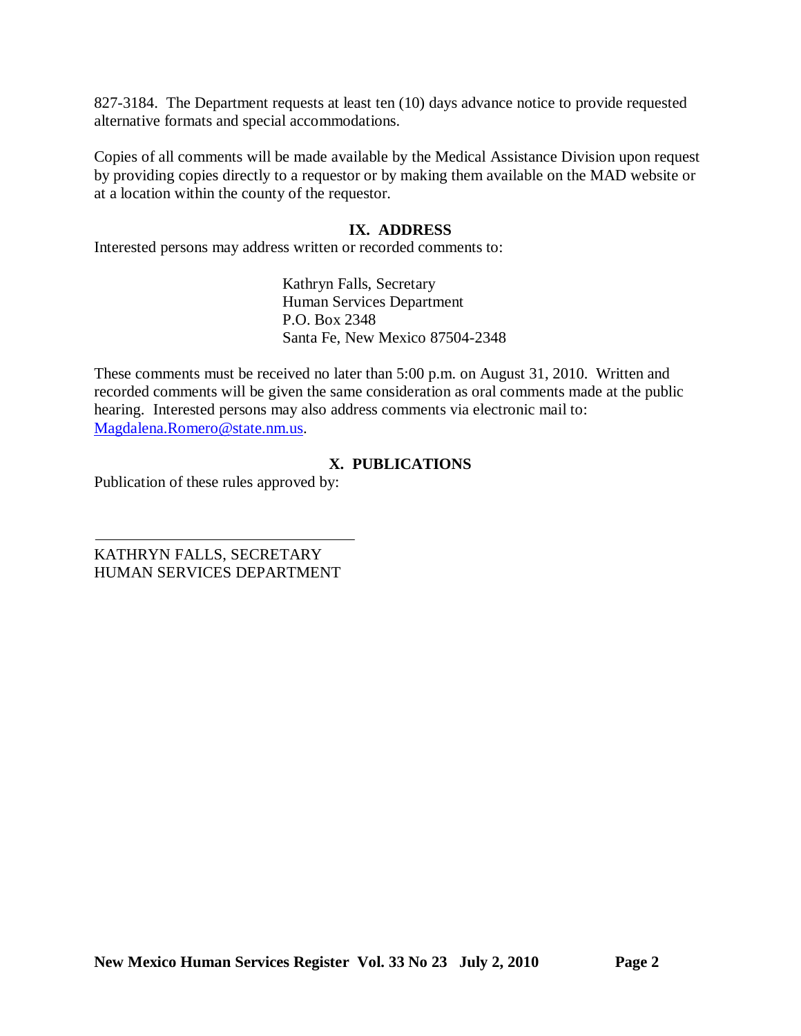827-3184. The Department requests at least ten (10) days advance notice to provide requested alternative formats and special accommodations.

Copies of all comments will be made available by the Medical Assistance Division upon request by providing copies directly to a requestor or by making them available on the MAD website or at a location within the county of the requestor.

## IX. ADDRESS

Interested persons may address written or recorded comments to:

Kathryn Falls, Secretary
Human Services Department
P.O. Box 2348
Santa Fe, New Mexico 87504-2348

These comments must be received no later than 5:00 p.m. on August 31, 2010. Written and recorded comments will be given the same consideration as oral comments made at the public hearing. Interested persons may also address comments via electronic mail to: Magdalena.Romero@state.nm.us.

## X. PUBLICATIONS

Publication of these rules approved by:

\_\_\_\_\_\_\_\_\_\_\_\_\_\_\_\_\_\_\_\_\_\_\_\_\_\_\_\_\_\_\_\_\_\_

KATHRYN FALLS, SECRETARY
HUMAN SERVICES DEPARTMENT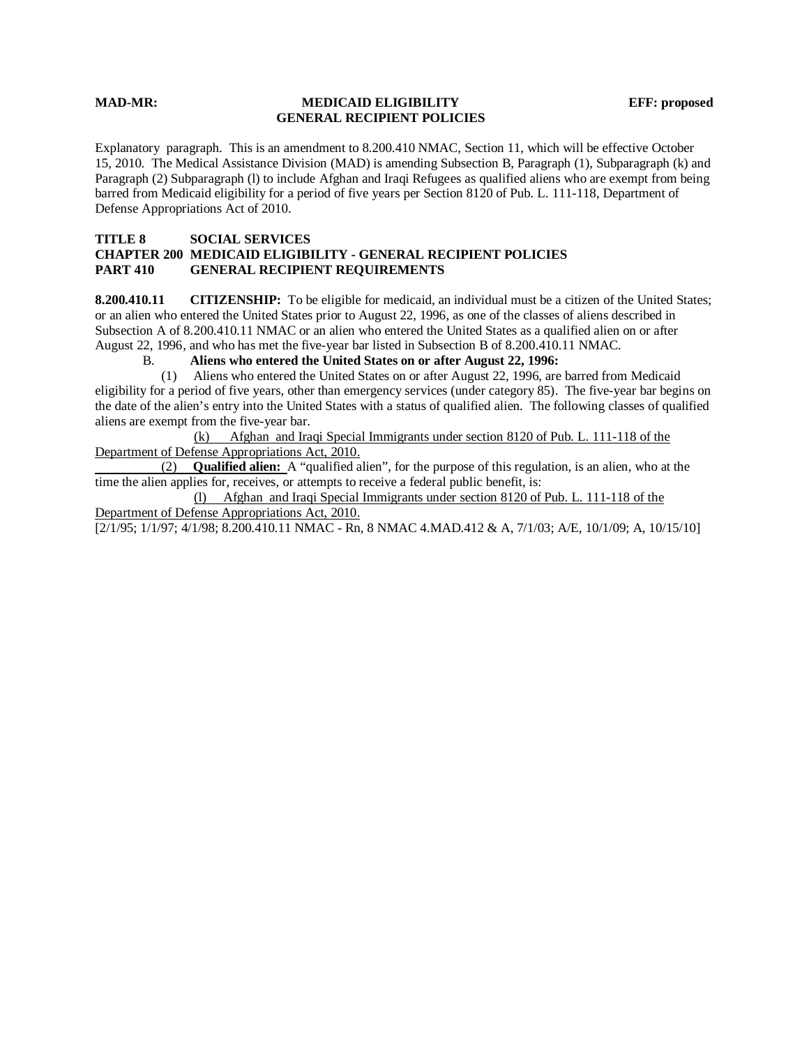**MAD-MR: MEDICAID ELIGIBILITY GENERAL RECIPIENT POLICIES EFF: proposed**

Explanatory paragraph. This is an amendment to 8.200.410 NMAC, Section 11, which will be effective October 15, 2010. The Medical Assistance Division (MAD) is amending Subsection B, Paragraph (1), Subparagraph (k) and Paragraph (2) Subparagraph (l) to include Afghan and Iraqi Refugees as qualified aliens who are exempt from being barred from Medicaid eligibility for a period of five years per Section 8120 of Pub. L. 111-118, Department of Defense Appropriations Act of 2010.

**TITLE 8 SOCIAL SERVICES**
**CHAPTER 200 MEDICAID ELIGIBILITY - GENERAL RECIPIENT POLICIES**
**PART 410 GENERAL RECIPIENT REQUIREMENTS**

**8.200.410.11 CITIZENSHIP:** To be eligible for medicaid, an individual must be a citizen of the United States; or an alien who entered the United States prior to August 22, 1996, as one of the classes of aliens described in Subsection A of 8.200.410.11 NMAC or an alien who entered the United States as a qualified alien on or after August 22, 1996, and who has met the five-year bar listed in Subsection B of 8.200.410.11 NMAC.

B. **Aliens who entered the United States on or after August 22, 1996:**

(1) Aliens who entered the United States on or after August 22, 1996, are barred from Medicaid eligibility for a period of five years, other than emergency services (under category 85). The five-year bar begins on the date of the alien's entry into the United States with a status of qualified alien. The following classes of qualified aliens are exempt from the five-year bar.

(k) Afghan and Iraqi Special Immigrants under section 8120 of Pub. L. 111-118 of the Department of Defense Appropriations Act, 2010.

(2) **Qualified alien:** A "qualified alien", for the purpose of this regulation, is an alien, who at the time the alien applies for, receives, or attempts to receive a federal public benefit, is:

(l) Afghan and Iraqi Special Immigrants under section 8120 of Pub. L. 111-118 of the Department of Defense Appropriations Act, 2010.

[2/1/95; 1/1/97; 4/1/98; 8.200.410.11 NMAC - Rn, 8 NMAC 4.MAD.412 & A, 7/1/03; A/E, 10/1/09; A, 10/15/10]